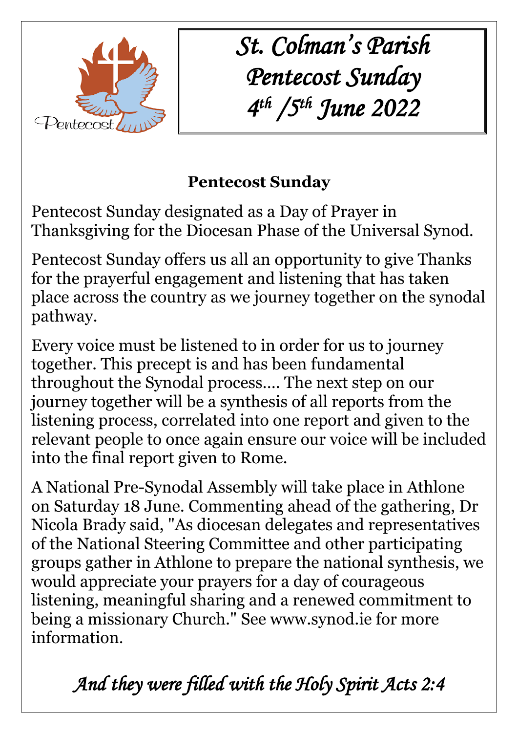# St. Colman's Parish
# Pentecost Sunday
# 4th /5th June 2022

## Pentecost Sunday

Pentecost Sunday designated as a Day of Prayer in Thanksgiving for the Diocesan Phase of the Universal Synod.

Pentecost Sunday offers us all an opportunity to give Thanks for the prayerful engagement and listening that has taken place across the country as we journey together on the synodal pathway.

Every voice must be listened to in order for us to journey together. This precept is and has been fundamental throughout the Synodal process…. The next step on our journey together will be a synthesis of all reports from the listening process, correlated into one report and given to the relevant people to once again ensure our voice will be included into the final report given to Rome.

A National Pre-Synodal Assembly will take place in Athlone on Saturday 18 June. Commenting ahead of the gathering, Dr Nicola Brady said, "As diocesan delegates and representatives of the National Steering Committee and other participating groups gather in Athlone to prepare the national synthesis, we would appreciate your prayers for a day of courageous listening, meaningful sharing and a renewed commitment to being a missionary Church." See www.synod.ie for more information.

*And they were filled with the Holy Spirit Acts 2:4*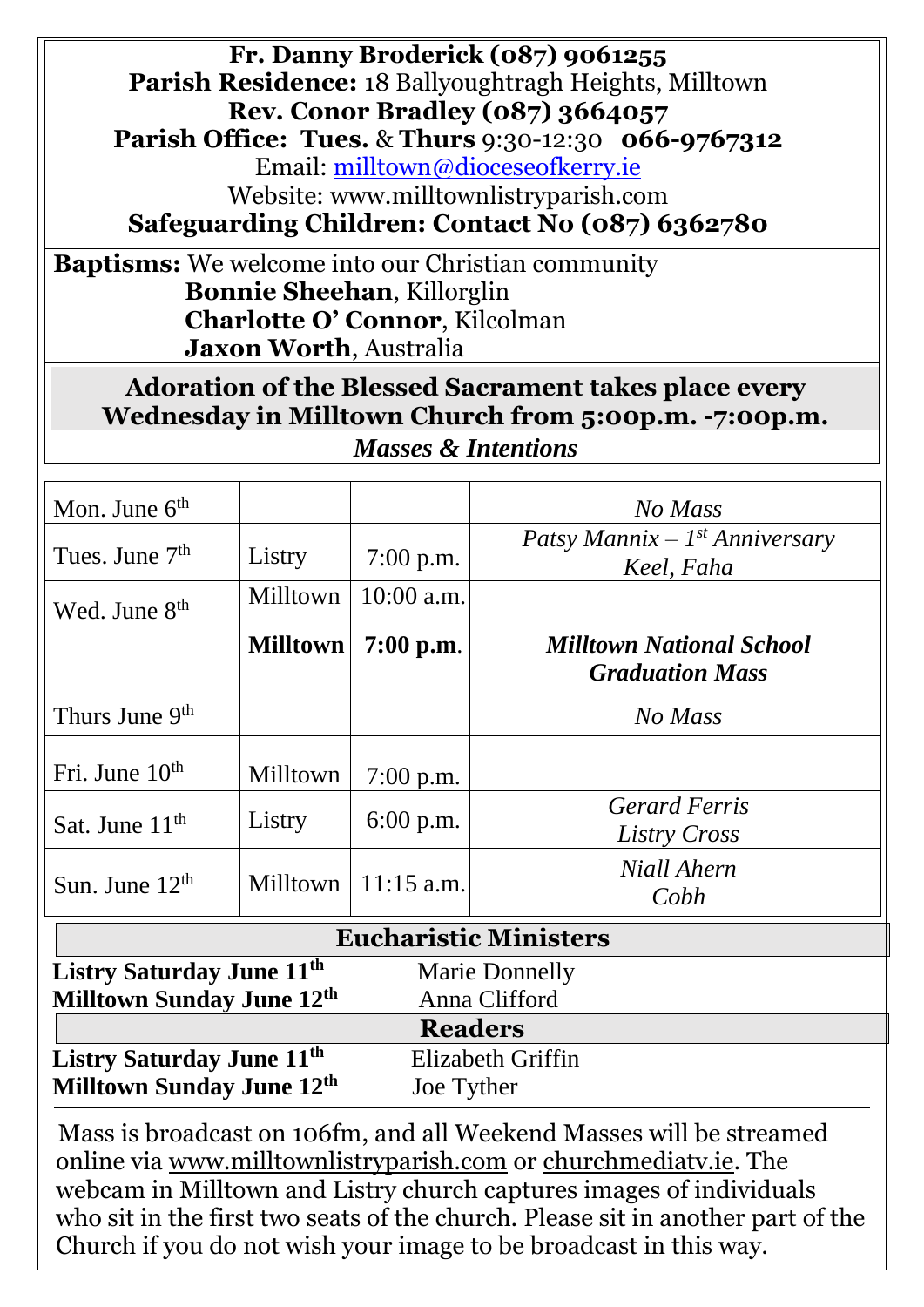**Fr. Danny Broderick (087) 9061255**
**Parish Residence:** 18 Ballyoughtragh Heights, Milltown
**Rev. Conor Bradley (087) 3664057**
**Parish Office: Tues.** & **Thurs** 9:30-12:30 **066-9767312**
Email: milltown@dioceseofkerry.ie
Website: www.milltownlistryparish.com
**Safeguarding Children: Contact No (087) 6362780**

**Baptisms:** We welcome into our Christian community
**Bonnie Sheehan**, Killorglin
**Charlotte O' Connor**, Kilcolman
**Jaxon Worth**, Australia

**Adoration of the Blessed Sacrament takes place every Wednesday in Milltown Church from 5:00p.m. -7:00p.m.**

***Masses & Intentions***

| | | | |
|---|---|---|---|
| Mon. June 6th | | | *No Mass* |
| Tues. June 7th | Listry | 7:00 p.m. | *Patsy Mannix – 1st Anniversary Keel, Faha* |
| Wed. June 8th | Milltown | 10:00 a.m. | |
| | **Milltown** | **7:00 p.m.** | ***Milltown National School Graduation Mass*** |
| Thurs June 9th | | | *No Mass* |
| Fri. June 10th | Milltown | 7:00 p.m. | |
| Sat. June 11th | Listry | 6:00 p.m. | *Gerard Ferris Listry Cross* |
| Sun. June 12th | Milltown | 11:15 a.m. | *Niall Ahern Cobh* |

**Eucharistic Ministers**

**Listry Saturday June 11th** Marie Donnelly
**Milltown Sunday June 12th** Anna Clifford

**Readers**

**Listry Saturday June 11th** Elizabeth Griffin
**Milltown Sunday June 12th** Joe Tyther

---

Mass is broadcast on 106fm, and all Weekend Masses will be streamed online via www.milltownlistryparish.com or churchmediatv.ie. The webcam in Milltown and Listry church captures images of individuals who sit in the first two seats of the church. Please sit in another part of the Church if you do not wish your image to be broadcast in this way.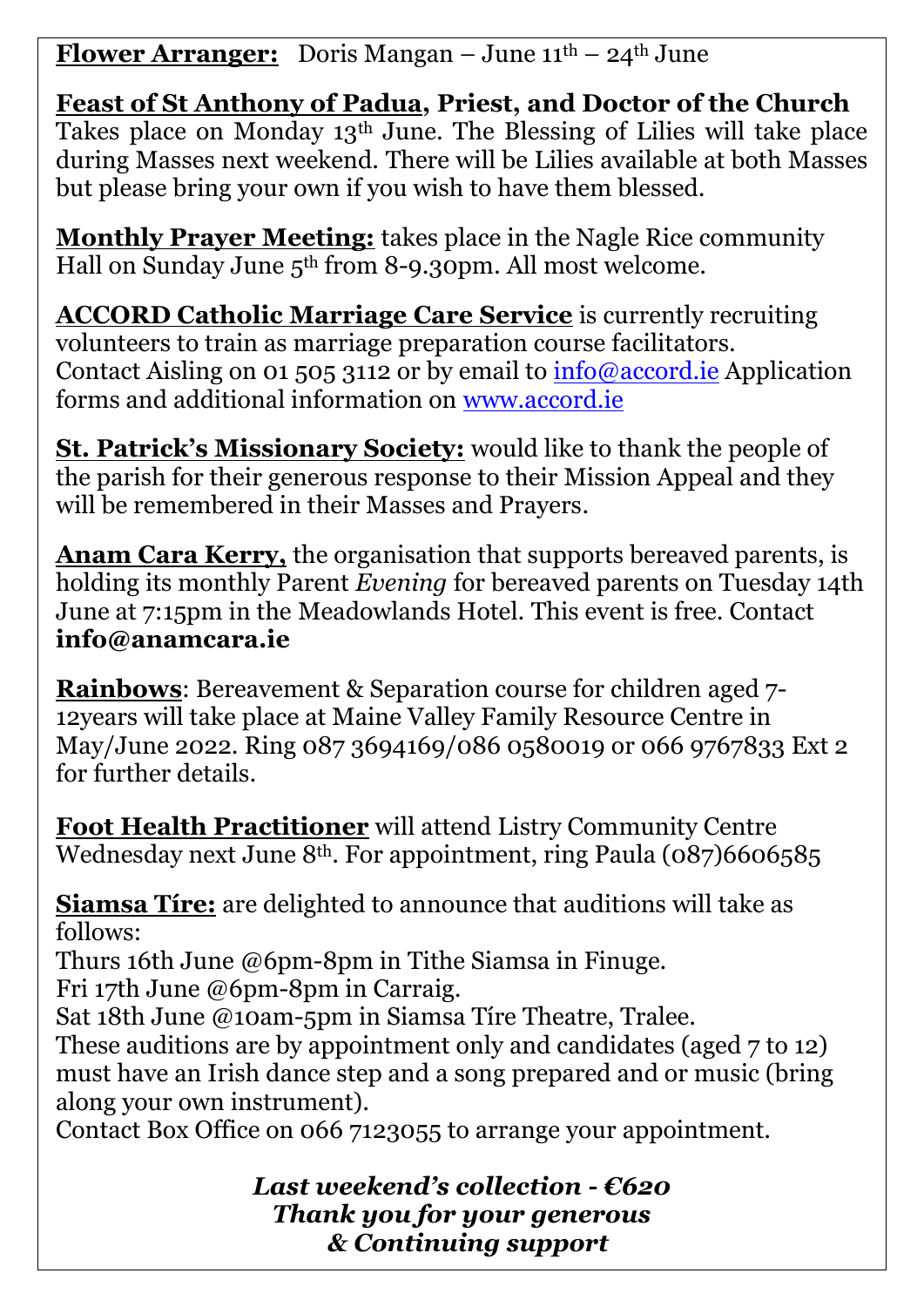**Flower Arranger:** Doris Mangan – June 11th – 24th June

**Feast of St Anthony of Padua, Priest, and Doctor of the Church**
Takes place on Monday 13th June. The Blessing of Lilies will take place during Masses next weekend. There will be Lilies available at both Masses but please bring your own if you wish to have them blessed.

**Monthly Prayer Meeting:** takes place in the Nagle Rice community Hall on Sunday June 5th from 8-9.30pm. All most welcome.

**ACCORD Catholic Marriage Care Service** is currently recruiting volunteers to train as marriage preparation course facilitators. Contact Aisling on 01 505 3112 or by email to info@accord.ie Application forms and additional information on www.accord.ie

**St. Patrick's Missionary Society:** would like to thank the people of the parish for their generous response to their Mission Appeal and they will be remembered in their Masses and Prayers.

**Anam Cara Kerry,** the organisation that supports bereaved parents, is holding its monthly Parent *Evening* for bereaved parents on Tuesday 14th June at 7:15pm in the Meadowlands Hotel. This event is free. Contact **info@anamcara.ie**

**Rainbows**: Bereavement & Separation course for children aged 7-12years will take place at Maine Valley Family Resource Centre in May/June 2022. Ring 087 3694169/086 0580019 or 066 9767833 Ext 2 for further details.

**Foot Health Practitioner** will attend Listry Community Centre Wednesday next June 8th. For appointment, ring Paula (087)6606585

**Siamsa Tíre:** are delighted to announce that auditions will take as follows:
Thurs 16th June @6pm-8pm in Tithe Siamsa in Finuge.
Fri 17th June @6pm-8pm in Carraig.
Sat 18th June @10am-5pm in Siamsa Tíre Theatre, Tralee.
These auditions are by appointment only and candidates (aged 7 to 12) must have an Irish dance step and a song prepared and or music (bring along your own instrument).
Contact Box Office on 066 7123055 to arrange your appointment.

***Last weekend's collection - €620***
***Thank you for your generous***
***& Continuing support***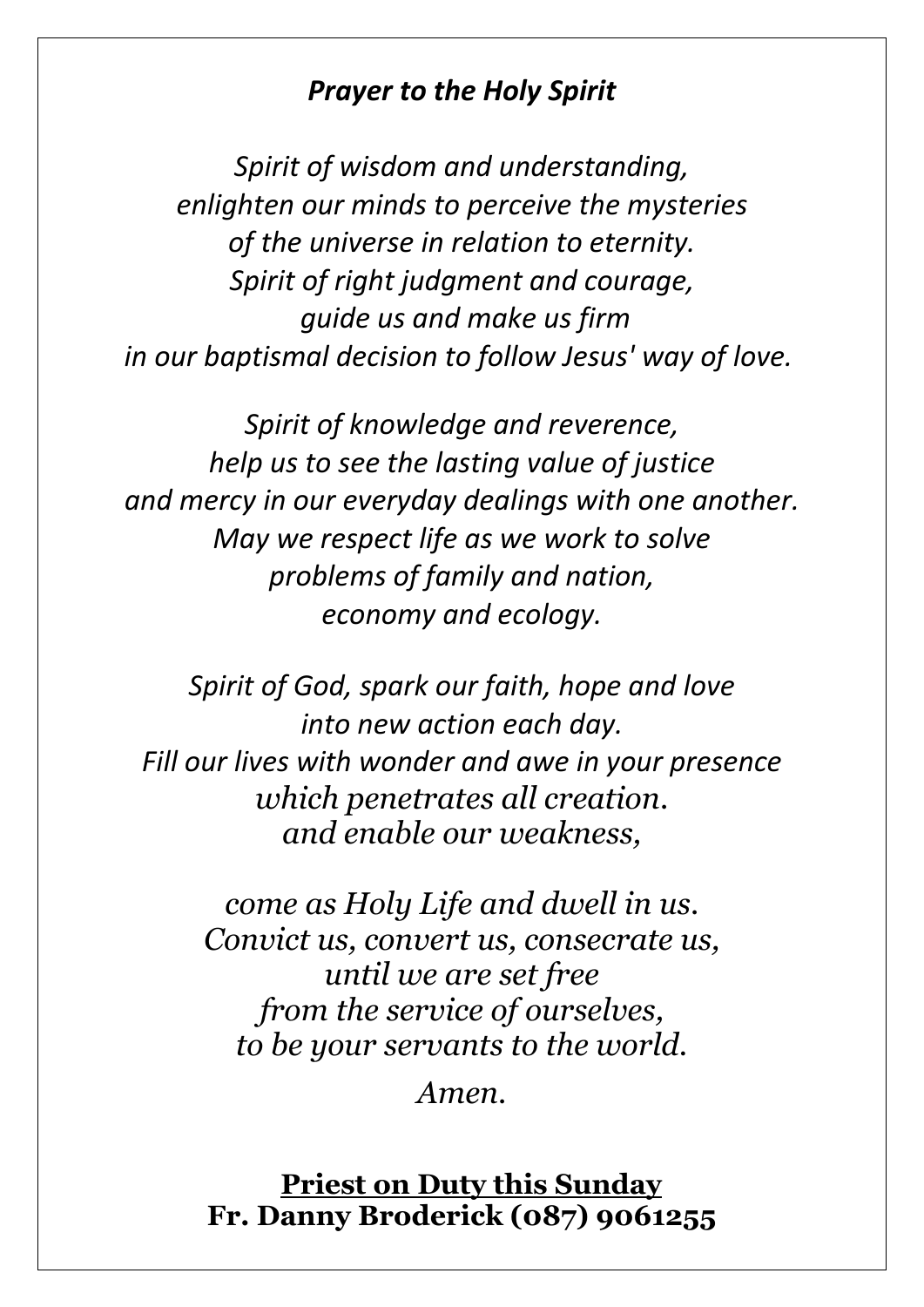***Prayer to the Holy Spirit***

*Spirit of wisdom and understanding,*
*enlighten our minds to perceive the mysteries*
*of the universe in relation to eternity.*
*Spirit of right judgment and courage,*
*guide us and make us firm*
*in our baptismal decision to follow Jesus' way of love.*

*Spirit of knowledge and reverence,*
*help us to see the lasting value of justice*
*and mercy in our everyday dealings with one another.*
*May we respect life as we work to solve*
*problems of family and nation,*
*economy and ecology.*

*Spirit of God, spark our faith, hope and love*
*into new action each day.*
*Fill our lives with wonder and awe in your presence*
*which penetrates all creation.*
*and enable our weakness,*

*come as Holy Life and dwell in us.*
*Convict us, convert us, consecrate us,*
*until we are set free*
*from the service of ourselves,*
*to be your servants to the world.*

*Amen.*

**Priest on Duty this Sunday**
**Fr. Danny Broderick (087) 9061255**